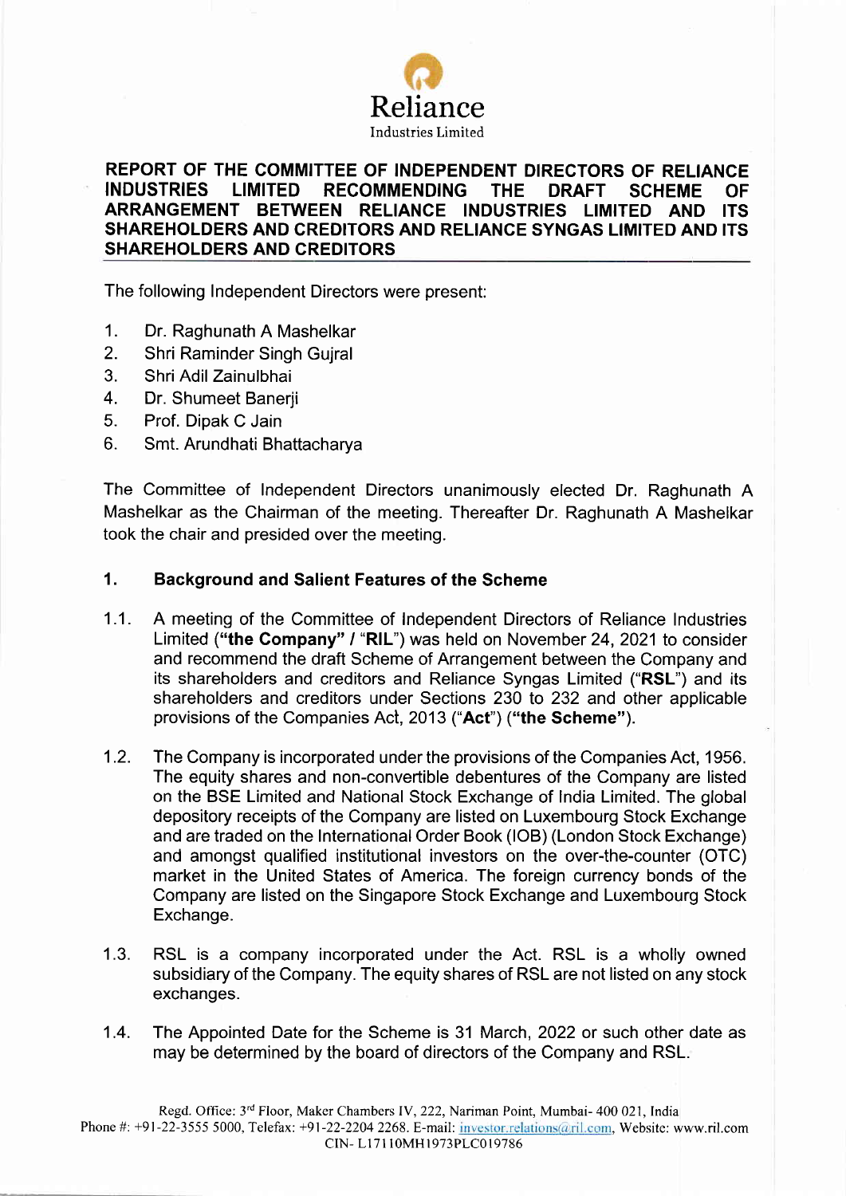Reliance

Industries Limited

**REPORT OF THE COMMITTEE OF INDEPENDENT DIRECTORS OF RELIANCE INDUSTRIES LIMITED RECOMMENDING THE DRAFT SCHEME OF ARRANGEMENT BETWEEN RELIANCE INDUSTRIES LIMITED AND ITS SHAREHOLDERS AND CREDITORS AND RELIANCE SYNGAS LIMITED AND ITS SHAREHOLDERS AND CREDITORS**

The following Independent Directors were present:

1. Dr. Raghunath A Mashelkar
2. Shri Raminder Singh Gujral
3. Shri Adil Zainulbhai
4. Dr. Shumeet Banerji
5. Prof. Dipak C Jain
6. Smt. Arundhati Bhattacharya

The Committee of Independent Directors unanimously elected Dr. Raghunath A Mashelkar as the Chairman of the meeting. Thereafter Dr. Raghunath A Mashelkar took the chair and presided over the meeting.

## 1. Background and Salient Features of the Scheme

1.1. A meeting of the Committee of Independent Directors of Reliance Industries Limited (**"the Company"** / "**RIL**") was held on November 24, 2021 to consider and recommend the draft Scheme of Arrangement between the Company and its shareholders and creditors and Reliance Syngas Limited ("**RSL**") and its shareholders and creditors under Sections 230 to 232 and other applicable provisions of the Companies Act, 2013 ("**Act**") (**"the Scheme"**).

1.2. The Company is incorporated under the provisions of the Companies Act, 1956. The equity shares and non-convertible debentures of the Company are listed on the BSE Limited and National Stock Exchange of India Limited. The global depository receipts of the Company are listed on Luxembourg Stock Exchange and are traded on the International Order Book (IOB) (London Stock Exchange) and amongst qualified institutional investors on the over-the-counter (OTC) market in the United States of America. The foreign currency bonds of the Company are listed on the Singapore Stock Exchange and Luxembourg Stock Exchange.

1.3. RSL is a company incorporated under the Act. RSL is a wholly owned subsidiary of the Company. The equity shares of RSL are not listed on any stock exchanges.

1.4. The Appointed Date for the Scheme is 31 March, 2022 or such other date as may be determined by the board of directors of the Company and RSL.

Regd. Office: 3rd Floor, Maker Chambers IV, 222, Nariman Point, Mumbai- 400 021, India
Phone #: +91-22-3555 5000, Telefax: +91-22-2204 2268. E-mail: investor.relations@ril.com, Website: www.ril.com
CIN- L17110MH1973PLC019786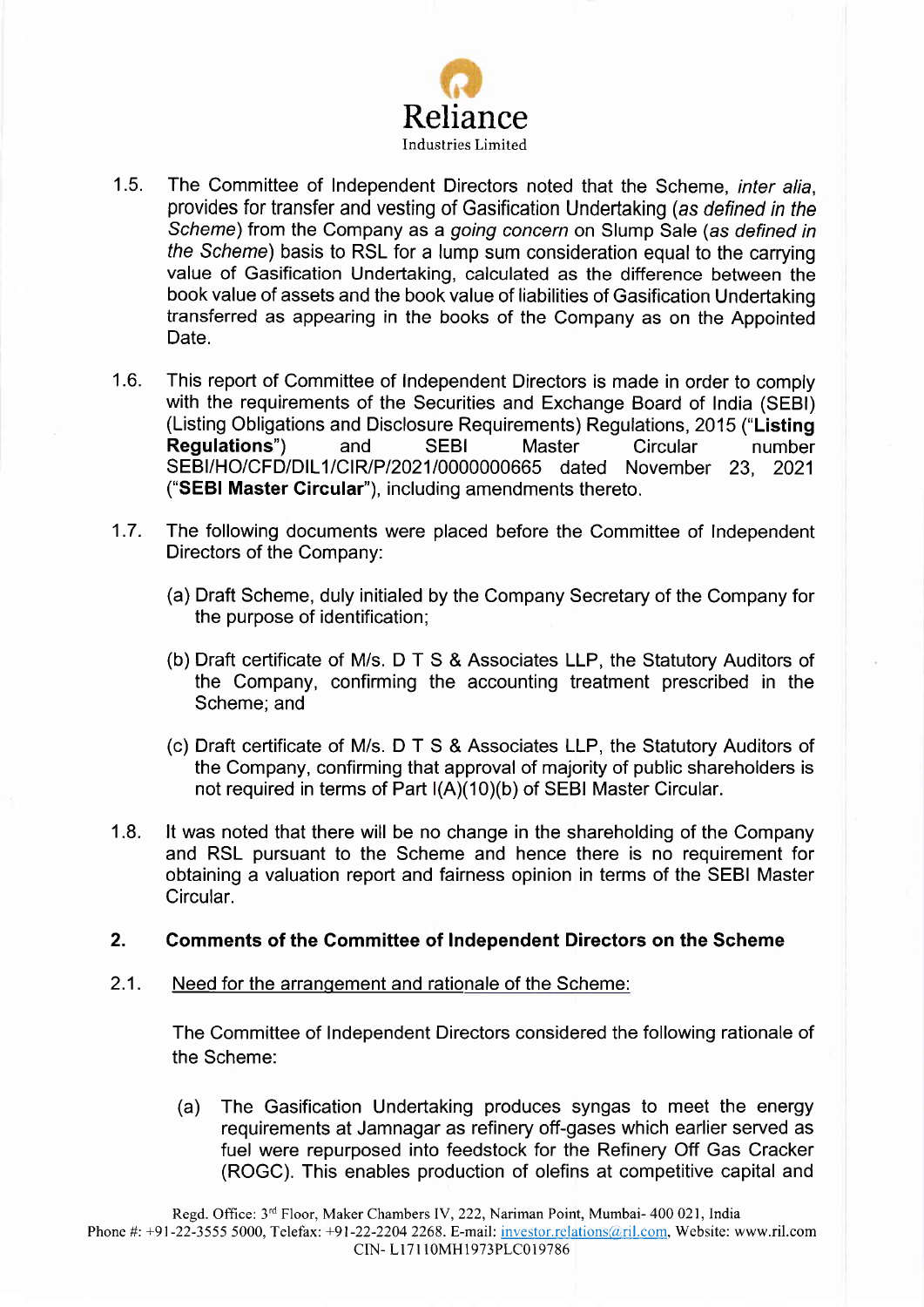1.5. The Committee of Independent Directors noted that the Scheme, *inter alia*, provides for transfer and vesting of Gasification Undertaking (*as defined in the Scheme*) from the Company as a *going concern* on Slump Sale (*as defined in the Scheme*) basis to RSL for a lump sum consideration equal to the carrying value of Gasification Undertaking, calculated as the difference between the book value of assets and the book value of liabilities of Gasification Undertaking transferred as appearing in the books of the Company as on the Appointed Date.

1.6. This report of Committee of Independent Directors is made in order to comply with the requirements of the Securities and Exchange Board of India (SEBI) (Listing Obligations and Disclosure Requirements) Regulations, 2015 ("**Listing Regulations**") and SEBI Master Circular number SEBI/HO/CFD/DIL1/CIR/P/2021/0000000665 dated November 23, 2021 ("**SEBI Master Circular**"), including amendments thereto.

1.7. The following documents were placed before the Committee of Independent Directors of the Company:

(a) Draft Scheme, duly initialed by the Company Secretary of the Company for the purpose of identification;

(b) Draft certificate of M/s. D T S & Associates LLP, the Statutory Auditors of the Company, confirming the accounting treatment prescribed in the Scheme; and

(c) Draft certificate of M/s. D T S & Associates LLP, the Statutory Auditors of the Company, confirming that approval of majority of public shareholders is not required in terms of Part I(A)(10)(b) of SEBI Master Circular.

1.8. It was noted that there will be no change in the shareholding of the Company and RSL pursuant to the Scheme and hence there is no requirement for obtaining a valuation report and fairness opinion in terms of the SEBI Master Circular.

## 2. Comments of the Committee of Independent Directors on the Scheme

2.1. Need for the arrangement and rationale of the Scheme:

The Committee of Independent Directors considered the following rationale of the Scheme:

(a) The Gasification Undertaking produces syngas to meet the energy requirements at Jamnagar as refinery off-gases which earlier served as fuel were repurposed into feedstock for the Refinery Off Gas Cracker (ROGC). This enables production of olefins at competitive capital and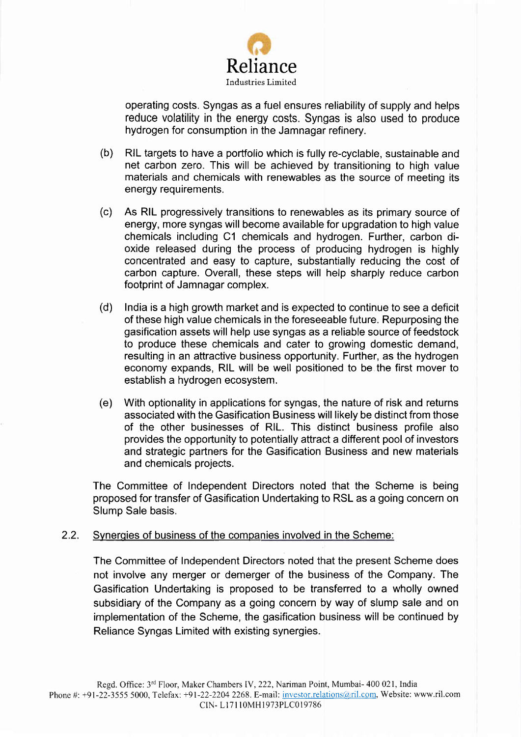operating costs. Syngas as a fuel ensures reliability of supply and helps reduce volatility in the energy costs. Syngas is also used to produce hydrogen for consumption in the Jamnagar refinery.

(b) RIL targets to have a portfolio which is fully re-cyclable, sustainable and net carbon zero. This will be achieved by transitioning to high value materials and chemicals with renewables as the source of meeting its energy requirements.

(c) As RIL progressively transitions to renewables as its primary source of energy, more syngas will become available for upgradation to high value chemicals including C1 chemicals and hydrogen. Further, carbon di-oxide released during the process of producing hydrogen is highly concentrated and easy to capture, substantially reducing the cost of carbon capture. Overall, these steps will help sharply reduce carbon footprint of Jamnagar complex.

(d) India is a high growth market and is expected to continue to see a deficit of these high value chemicals in the foreseeable future. Repurposing the gasification assets will help use syngas as a reliable source of feedstock to produce these chemicals and cater to growing domestic demand, resulting in an attractive business opportunity. Further, as the hydrogen economy expands, RIL will be well positioned to be the first mover to establish a hydrogen ecosystem.

(e) With optionality in applications for syngas, the nature of risk and returns associated with the Gasification Business will likely be distinct from those of the other businesses of RIL. This distinct business profile also provides the opportunity to potentially attract a different pool of investors and strategic partners for the Gasification Business and new materials and chemicals projects.

The Committee of Independent Directors noted that the Scheme is being proposed for transfer of Gasification Undertaking to RSL as a going concern on Slump Sale basis.

2.2. Synergies of business of the companies involved in the Scheme:

The Committee of Independent Directors noted that the present Scheme does not involve any merger or demerger of the business of the Company. The Gasification Undertaking is proposed to be transferred to a wholly owned subsidiary of the Company as a going concern by way of slump sale and on implementation of the Scheme, the gasification business will be continued by Reliance Syngas Limited with existing synergies.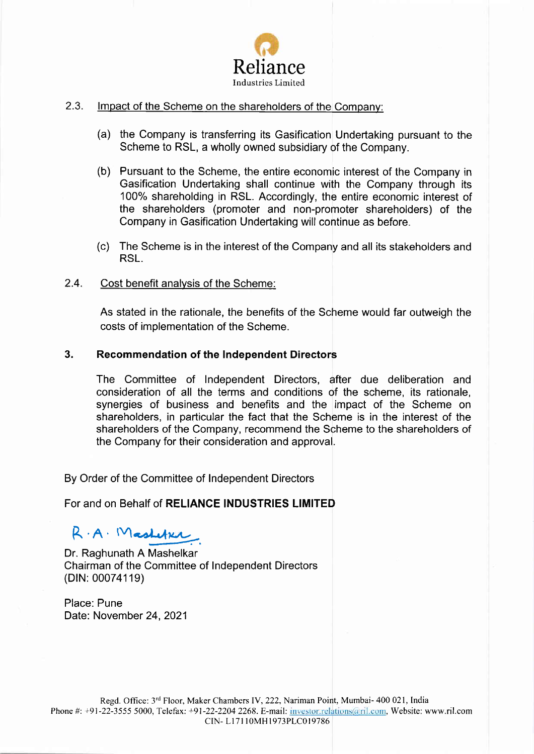2.3. Impact of the Scheme on the shareholders of the Company:

(a) the Company is transferring its Gasification Undertaking pursuant to the Scheme to RSL, a wholly owned subsidiary of the Company.

(b) Pursuant to the Scheme, the entire economic interest of the Company in Gasification Undertaking shall continue with the Company through its 100% shareholding in RSL. Accordingly, the entire economic interest of the shareholders (promoter and non-promoter shareholders) of the Company in Gasification Undertaking will continue as before.

(c) The Scheme is in the interest of the Company and all its stakeholders and RSL.

2.4. Cost benefit analysis of the Scheme:

As stated in the rationale, the benefits of the Scheme would far outweigh the costs of implementation of the Scheme.

## 3. Recommendation of the Independent Directors

The Committee of Independent Directors, after due deliberation and consideration of all the terms and conditions of the scheme, its rationale, synergies of business and benefits and the impact of the Scheme on shareholders, in particular the fact that the Scheme is in the interest of the shareholders of the Company, recommend the Scheme to the shareholders of the Company for their consideration and approval.

By Order of the Committee of Independent Directors

For and on Behalf of **RELIANCE INDUSTRIES LIMITED**

R. A. Mashelkar

Dr. Raghunath A Mashelkar
Chairman of the Committee of Independent Directors
(DIN: 00074119)

Place: Pune
Date: November 24, 2021

Regd. Office: 3rd Floor, Maker Chambers IV, 222, Nariman Point, Mumbai- 400 021, India
Phone #: +91-22-3555 5000, Telefax: +91-22-2204 2268. E-mail: investor.relations@ril.com, Website: www.ril.com
CIN- L17110MH1973PLC019786